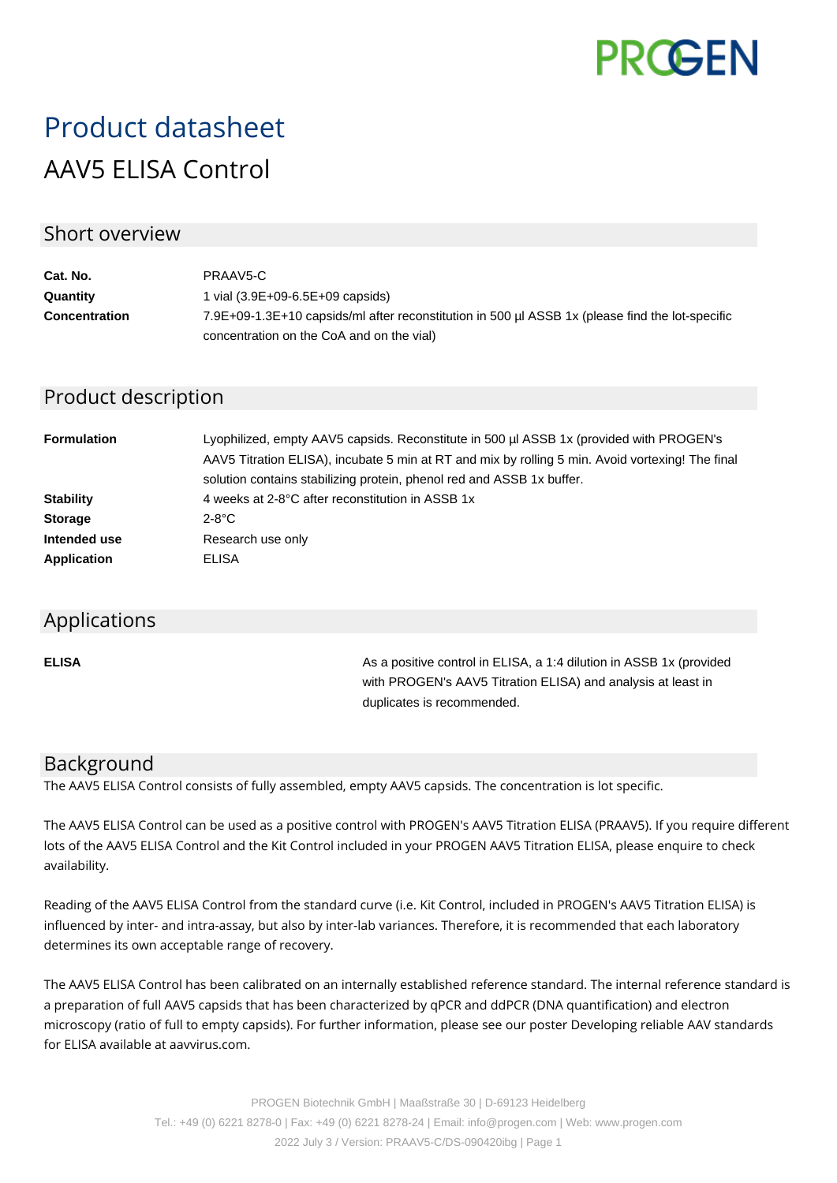PROGEN

# Product datasheet

## AAV5 ELISA Control

### Short overview

| | |
|---|---|
| **Cat. No.** | PRAAV5-C |
| **Quantity** | 1 vial (3.9E+09-6.5E+09 capsids) |
| **Concentration** | 7.9E+09-1.3E+10 capsids/ml after reconstitution in 500 µl ASSB 1x (please find the lot-specific concentration on the CoA and on the vial) |

### Product description

| | |
|---|---|
| **Formulation** | Lyophilized, empty AAV5 capsids. Reconstitute in 500 µl ASSB 1x (provided with PROGEN's AAV5 Titration ELISA), incubate 5 min at RT and mix by rolling 5 min. Avoid vortexing! The final solution contains stabilizing protein, phenol red and ASSB 1x buffer. |
| **Stability** | 4 weeks at 2-8°C after reconstitution in ASSB 1x |
| **Storage** | 2-8°C |
| **Intended use** | Research use only |
| **Application** | ELISA |

### Applications

| | |
|---|---|
| **ELISA** | As a positive control in ELISA, a 1:4 dilution in ASSB 1x (provided with PROGEN's AAV5 Titration ELISA) and analysis at least in duplicates is recommended. |

### Background

The AAV5 ELISA Control consists of fully assembled, empty AAV5 capsids. The concentration is lot specific.

The AAV5 ELISA Control can be used as a positive control with PROGEN's AAV5 Titration ELISA (PRAAV5). If you require different lots of the AAV5 ELISA Control and the Kit Control included in your PROGEN AAV5 Titration ELISA, please enquire to check availability.

Reading of the AAV5 ELISA Control from the standard curve (i.e. Kit Control, included in PROGEN's AAV5 Titration ELISA) is influenced by inter- and intra-assay, but also by inter-lab variances. Therefore, it is recommended that each laboratory determines its own acceptable range of recovery.

The AAV5 ELISA Control has been calibrated on an internally established reference standard. The internal reference standard is a preparation of full AAV5 capsids that has been characterized by qPCR and ddPCR (DNA quantification) and electron microscopy (ratio of full to empty capsids). For further information, please see our poster Developing reliable AAV standards for ELISA available at aavvirus.com.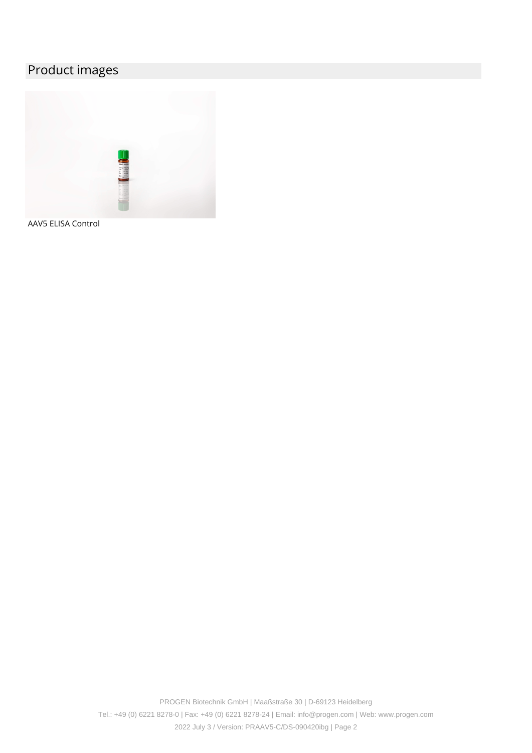## Product images

AAV5 ELISA Control